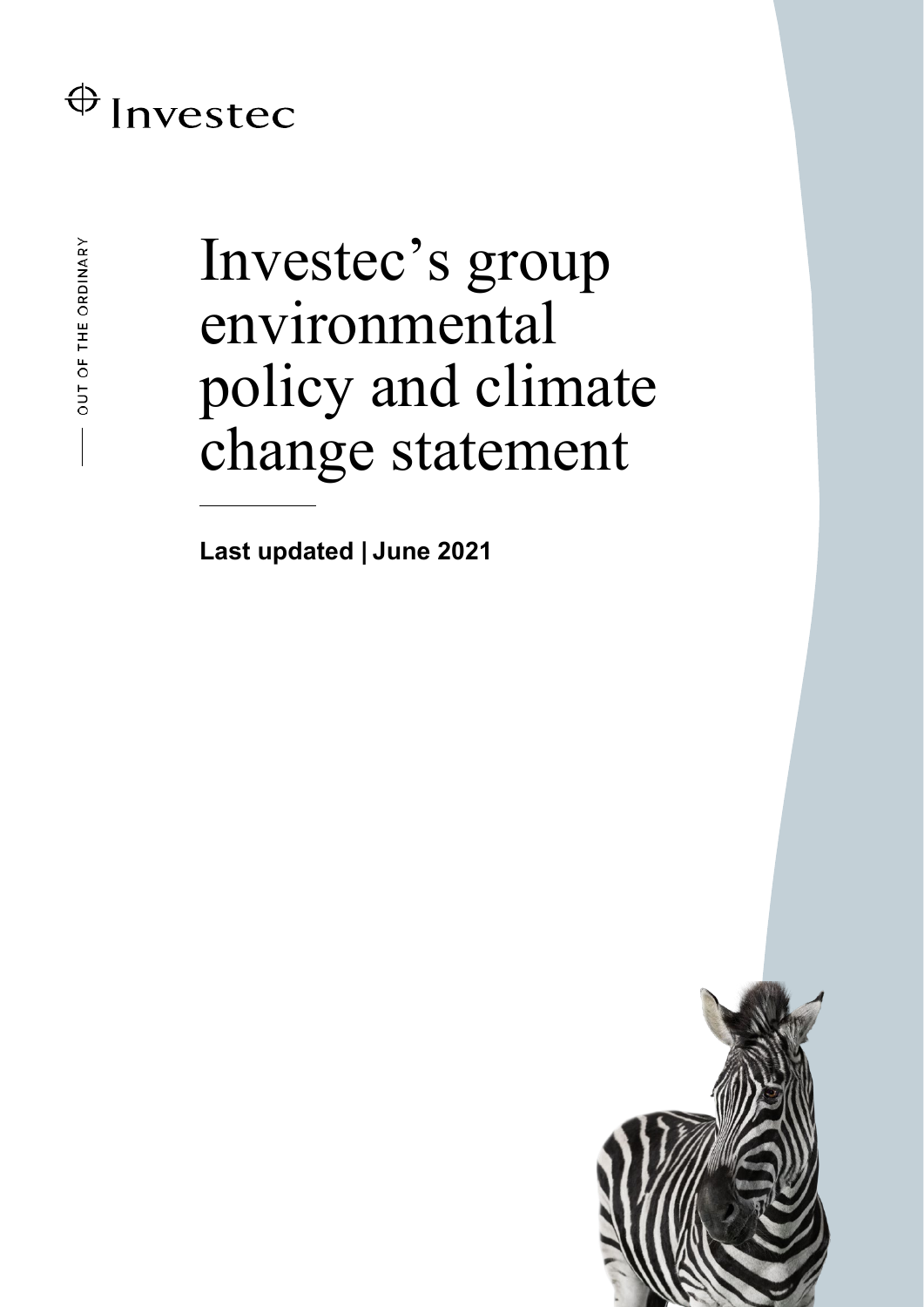Investec

OUT OF THE ORDINARY

# Investec's group environmental policy and climate change statement

**Last updated | June 2021**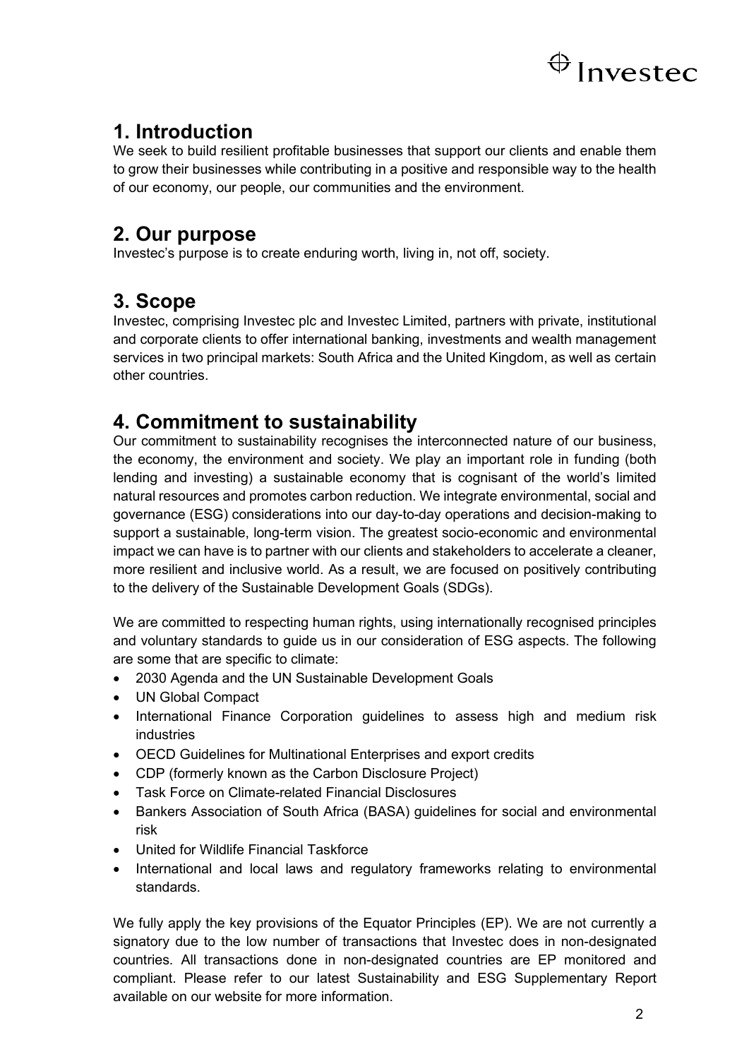## 1. Introduction

We seek to build resilient profitable businesses that support our clients and enable them to grow their businesses while contributing in a positive and responsible way to the health of our economy, our people, our communities and the environment.

## 2. Our purpose

Investec's purpose is to create enduring worth, living in, not off, society.

## 3. Scope

Investec, comprising Investec plc and Investec Limited, partners with private, institutional and corporate clients to offer international banking, investments and wealth management services in two principal markets: South Africa and the United Kingdom, as well as certain other countries.

## 4. Commitment to sustainability

Our commitment to sustainability recognises the interconnected nature of our business, the economy, the environment and society. We play an important role in funding (both lending and investing) a sustainable economy that is cognisant of the world's limited natural resources and promotes carbon reduction. We integrate environmental, social and governance (ESG) considerations into our day-to-day operations and decision-making to support a sustainable, long-term vision. The greatest socio-economic and environmental impact we can have is to partner with our clients and stakeholders to accelerate a cleaner, more resilient and inclusive world. As a result, we are focused on positively contributing to the delivery of the Sustainable Development Goals (SDGs).

We are committed to respecting human rights, using internationally recognised principles and voluntary standards to guide us in our consideration of ESG aspects. The following are some that are specific to climate:

- 2030 Agenda and the UN Sustainable Development Goals
- UN Global Compact
- International Finance Corporation guidelines to assess high and medium risk industries
- OECD Guidelines for Multinational Enterprises and export credits
- CDP (formerly known as the Carbon Disclosure Project)
- Task Force on Climate-related Financial Disclosures
- Bankers Association of South Africa (BASA) guidelines for social and environmental risk
- United for Wildlife Financial Taskforce
- International and local laws and regulatory frameworks relating to environmental standards.

We fully apply the key provisions of the Equator Principles (EP). We are not currently a signatory due to the low number of transactions that Investec does in non-designated countries. All transactions done in non-designated countries are EP monitored and compliant. Please refer to our latest Sustainability and ESG Supplementary Report available on our website for more information.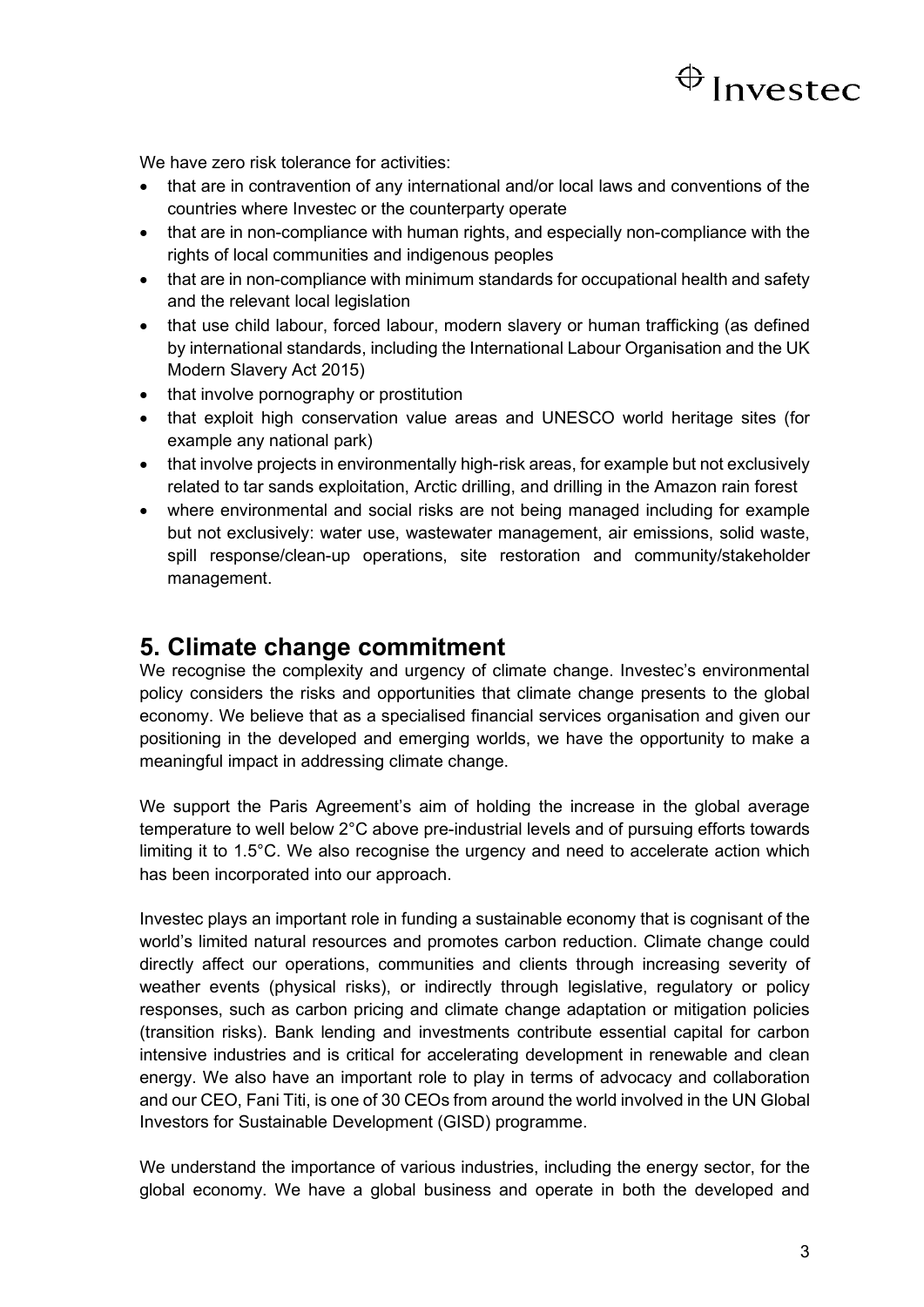We have zero risk tolerance for activities:

- that are in contravention of any international and/or local laws and conventions of the countries where Investec or the counterparty operate
- that are in non-compliance with human rights, and especially non-compliance with the rights of local communities and indigenous peoples
- that are in non-compliance with minimum standards for occupational health and safety and the relevant local legislation
- that use child labour, forced labour, modern slavery or human trafficking (as defined by international standards, including the International Labour Organisation and the UK Modern Slavery Act 2015)
- that involve pornography or prostitution
- that exploit high conservation value areas and UNESCO world heritage sites (for example any national park)
- that involve projects in environmentally high-risk areas, for example but not exclusively related to tar sands exploitation, Arctic drilling, and drilling in the Amazon rain forest
- where environmental and social risks are not being managed including for example but not exclusively: water use, wastewater management, air emissions, solid waste, spill response/clean-up operations, site restoration and community/stakeholder management.

## 5. Climate change commitment

We recognise the complexity and urgency of climate change. Investec's environmental policy considers the risks and opportunities that climate change presents to the global economy. We believe that as a specialised financial services organisation and given our positioning in the developed and emerging worlds, we have the opportunity to make a meaningful impact in addressing climate change.

We support the Paris Agreement's aim of holding the increase in the global average temperature to well below 2°C above pre-industrial levels and of pursuing efforts towards limiting it to 1.5°C. We also recognise the urgency and need to accelerate action which has been incorporated into our approach.

Investec plays an important role in funding a sustainable economy that is cognisant of the world's limited natural resources and promotes carbon reduction. Climate change could directly affect our operations, communities and clients through increasing severity of weather events (physical risks), or indirectly through legislative, regulatory or policy responses, such as carbon pricing and climate change adaptation or mitigation policies (transition risks). Bank lending and investments contribute essential capital for carbon intensive industries and is critical for accelerating development in renewable and clean energy. We also have an important role to play in terms of advocacy and collaboration and our CEO, Fani Titi, is one of 30 CEOs from around the world involved in the UN Global Investors for Sustainable Development (GISD) programme.

We understand the importance of various industries, including the energy sector, for the global economy. We have a global business and operate in both the developed and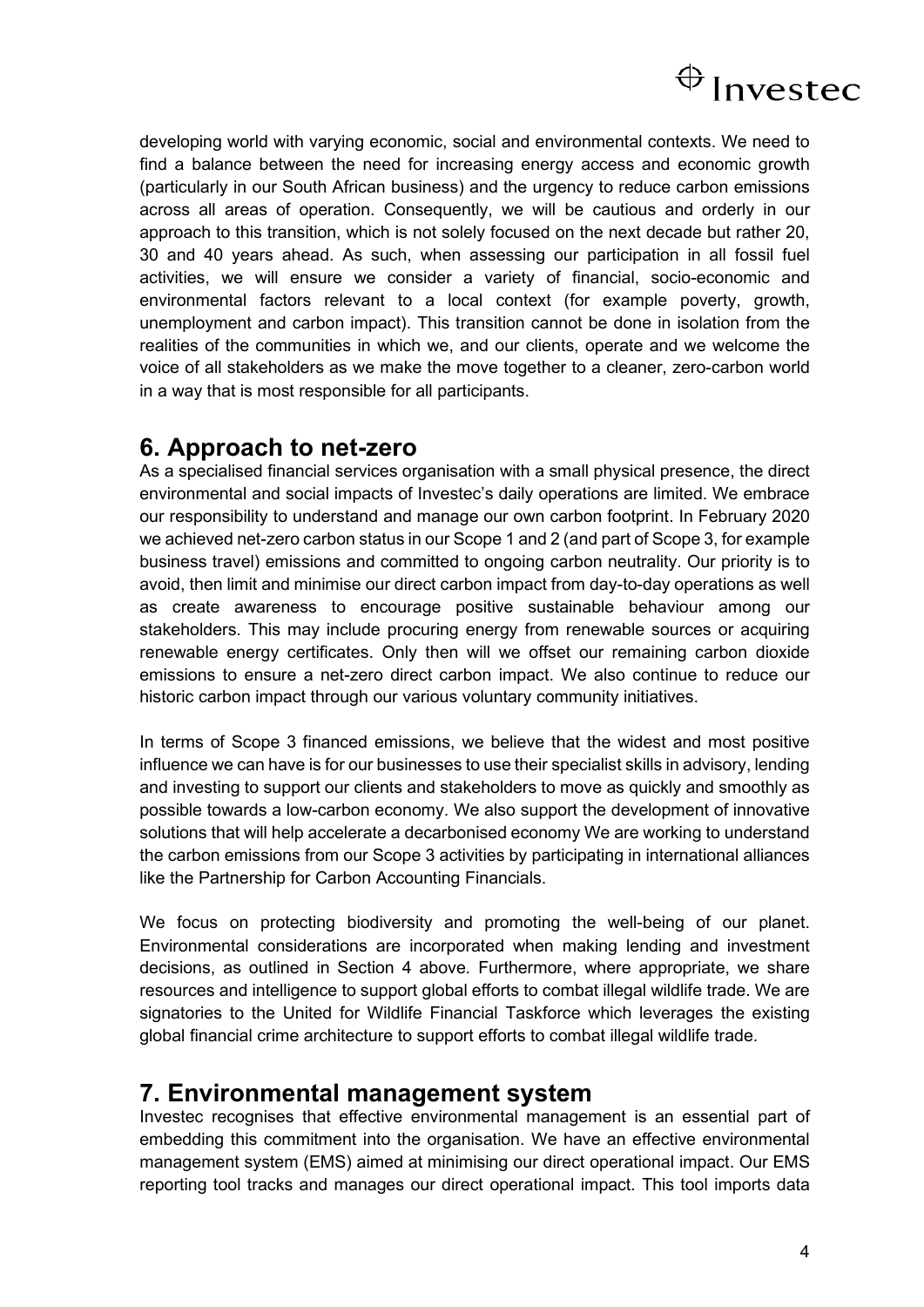developing world with varying economic, social and environmental contexts. We need to find a balance between the need for increasing energy access and economic growth (particularly in our South African business) and the urgency to reduce carbon emissions across all areas of operation. Consequently, we will be cautious and orderly in our approach to this transition, which is not solely focused on the next decade but rather 20, 30 and 40 years ahead. As such, when assessing our participation in all fossil fuel activities, we will ensure we consider a variety of financial, socio-economic and environmental factors relevant to a local context (for example poverty, growth, unemployment and carbon impact). This transition cannot be done in isolation from the realities of the communities in which we, and our clients, operate and we welcome the voice of all stakeholders as we make the move together to a cleaner, zero-carbon world in a way that is most responsible for all participants.

## 6. Approach to net-zero

As a specialised financial services organisation with a small physical presence, the direct environmental and social impacts of Investec's daily operations are limited. We embrace our responsibility to understand and manage our own carbon footprint. In February 2020 we achieved net-zero carbon status in our Scope 1 and 2 (and part of Scope 3, for example business travel) emissions and committed to ongoing carbon neutrality. Our priority is to avoid, then limit and minimise our direct carbon impact from day-to-day operations as well as create awareness to encourage positive sustainable behaviour among our stakeholders. This may include procuring energy from renewable sources or acquiring renewable energy certificates. Only then will we offset our remaining carbon dioxide emissions to ensure a net-zero direct carbon impact. We also continue to reduce our historic carbon impact through our various voluntary community initiatives.

In terms of Scope 3 financed emissions, we believe that the widest and most positive influence we can have is for our businesses to use their specialist skills in advisory, lending and investing to support our clients and stakeholders to move as quickly and smoothly as possible towards a low-carbon economy. We also support the development of innovative solutions that will help accelerate a decarbonised economy We are working to understand the carbon emissions from our Scope 3 activities by participating in international alliances like the Partnership for Carbon Accounting Financials.

We focus on protecting biodiversity and promoting the well-being of our planet. Environmental considerations are incorporated when making lending and investment decisions, as outlined in Section 4 above. Furthermore, where appropriate, we share resources and intelligence to support global efforts to combat illegal wildlife trade. We are signatories to the United for Wildlife Financial Taskforce which leverages the existing global financial crime architecture to support efforts to combat illegal wildlife trade.

## 7. Environmental management system

Investec recognises that effective environmental management is an essential part of embedding this commitment into the organisation. We have an effective environmental management system (EMS) aimed at minimising our direct operational impact. Our EMS reporting tool tracks and manages our direct operational impact. This tool imports data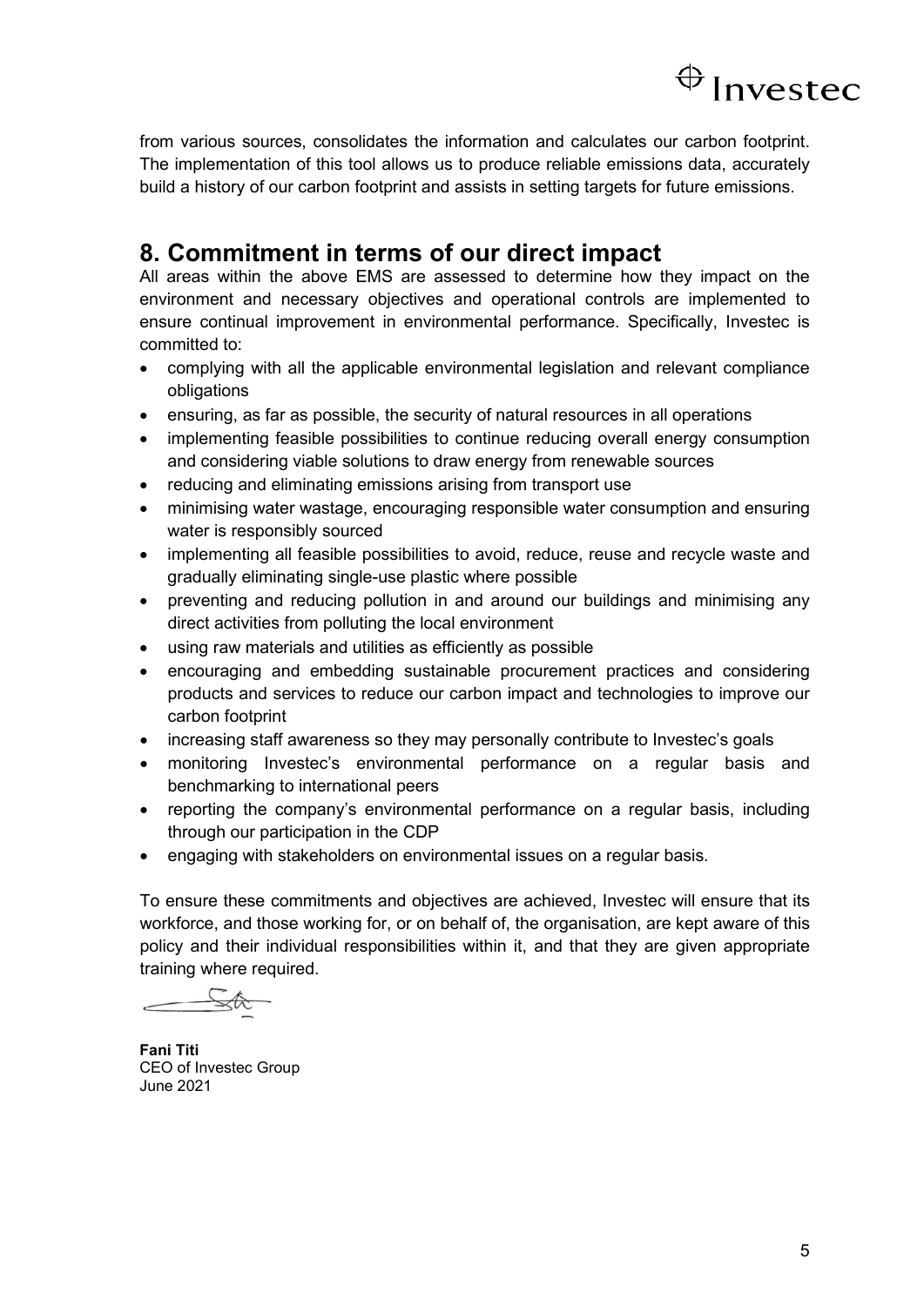from various sources, consolidates the information and calculates our carbon footprint. The implementation of this tool allows us to produce reliable emissions data, accurately build a history of our carbon footprint and assists in setting targets for future emissions.

## 8. Commitment in terms of our direct impact

All areas within the above EMS are assessed to determine how they impact on the environment and necessary objectives and operational controls are implemented to ensure continual improvement in environmental performance. Specifically, Investec is committed to:

- complying with all the applicable environmental legislation and relevant compliance obligations
- ensuring, as far as possible, the security of natural resources in all operations
- implementing feasible possibilities to continue reducing overall energy consumption and considering viable solutions to draw energy from renewable sources
- reducing and eliminating emissions arising from transport use
- minimising water wastage, encouraging responsible water consumption and ensuring water is responsibly sourced
- implementing all feasible possibilities to avoid, reduce, reuse and recycle waste and gradually eliminating single-use plastic where possible
- preventing and reducing pollution in and around our buildings and minimising any direct activities from polluting the local environment
- using raw materials and utilities as efficiently as possible
- encouraging and embedding sustainable procurement practices and considering products and services to reduce our carbon impact and technologies to improve our carbon footprint
- increasing staff awareness so they may personally contribute to Investec's goals
- monitoring Investec's environmental performance on a regular basis and benchmarking to international peers
- reporting the company's environmental performance on a regular basis, including through our participation in the CDP
- engaging with stakeholders on environmental issues on a regular basis.

To ensure these commitments and objectives are achieved, Investec will ensure that its workforce, and those working for, or on behalf of, the organisation, are kept aware of this policy and their individual responsibilities within it, and that they are given appropriate training where required.

**Fani Titi**
CEO of Investec Group
June 2021